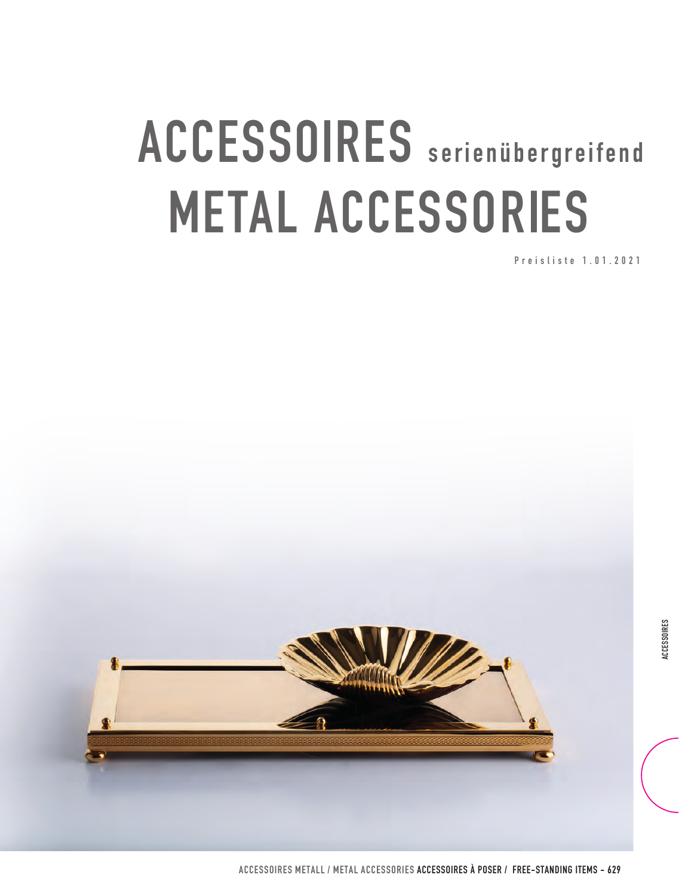# ACCESSOIRES serienübergreifend

# METAL ACCESSORIES

Preisliste 1.01.2021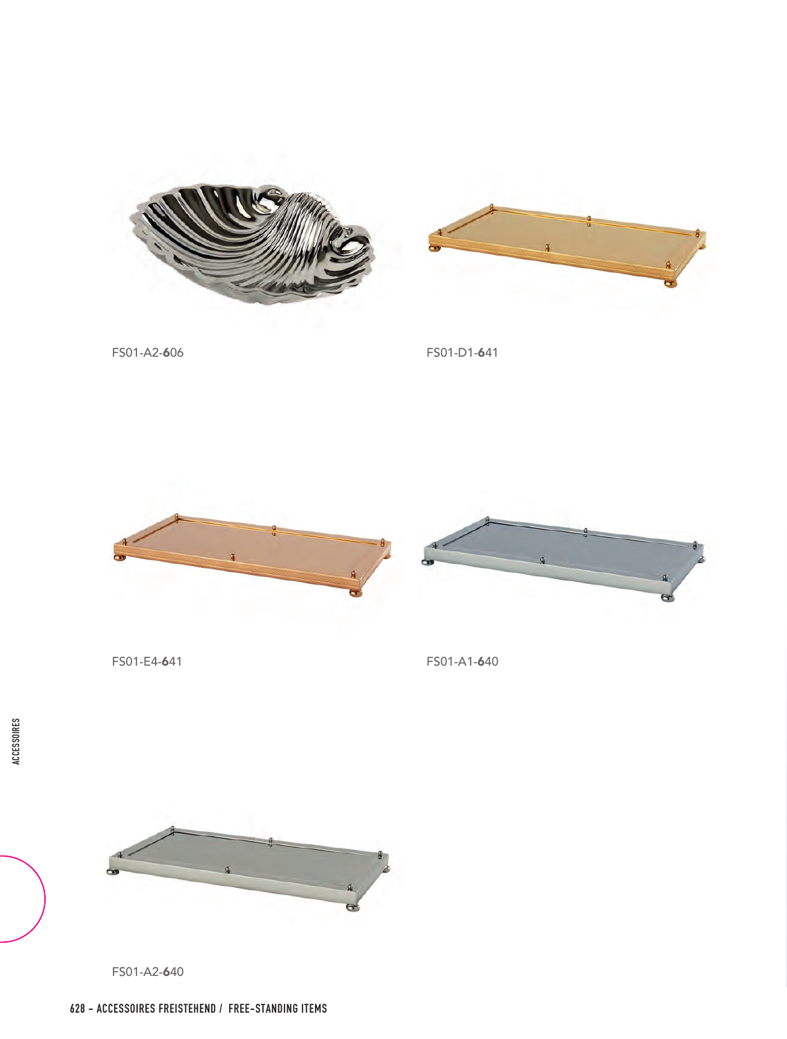FS01-A2-**6**06

FS01-D1-**6**41

FS01-E4-**6**41

FS01-A1-**6**40

FS01-A2-**6**40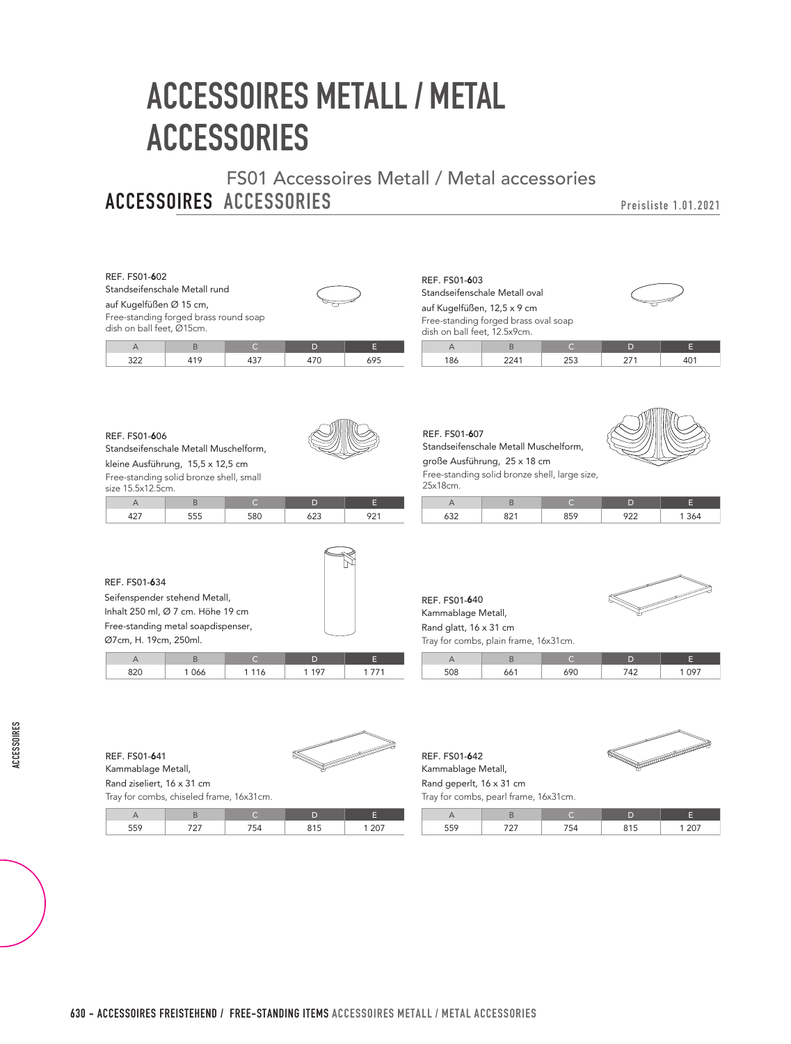# ACCESSOIRES METALL / METAL ACCESSORIES

## FS01 Accessoires Metall / Metal accessories

ACCESSOIRES ACCESSORIES

Preisliste 1.01.2021

REF. FS01-602
Standseifenschale Metall rund
auf Kugelfüßen Ø 15 cm,
Free-standing forged brass round soap dish on ball feet, Ø15cm.

| A | B | C | D | E |
|---|---|---|---|---|
| 322 | 419 | 437 | 470 | 695 |

REF. FS01-603
Standseifenschale Metall oval
auf Kugelfüßen, 12,5 x 9 cm
Free-standing forged brass oval soap dish on ball feet, 12.5x9cm.

| A | B | C | D | E |
|---|---|---|---|---|
| 186 | 2241 | 253 | 271 | 401 |

REF. FS01-606
Standseifenschale Metall Muschelform,
kleine Ausführung, 15,5 x 12,5 cm
Free-standing solid bronze shell, small size 15.5x12.5cm.

| A | B | C | D | E |
|---|---|---|---|---|
| 427 | 555 | 580 | 623 | 921 |

REF. FS01-607
Standseifenschale Metall Muschelform,
große Ausführung, 25 x 18 cm
Free-standing solid bronze shell, large size, 25x18cm.

| A | B | C | D | E |
|---|---|---|---|---|
| 632 | 821 | 859 | 922 | 1 364 |

REF. FS01-634
Seifenspender stehend Metall,
Inhalt 250 ml, Ø 7 cm. Höhe 19 cm
Free-standing metal soapdispenser, Ø7cm, H. 19cm, 250ml.

| A | B | C | D | E |
|---|---|---|---|---|
| 820 | 1 066 | 1 116 | 1 197 | 1 771 |

REF. FS01-640
Kammablage Metall,
Rand glatt, 16 x 31 cm
Tray for combs, plain frame, 16x31cm.

| A | B | C | D | E |
|---|---|---|---|---|
| 508 | 661 | 690 | 742 | 1 097 |

REF. FS01-641
Kammablage Metall,
Rand ziseliert, 16 x 31 cm
Tray for combs, chiseled frame, 16x31cm.

| A | B | C | D | E |
|---|---|---|---|---|
| 559 | 727 | 754 | 815 | 1 207 |

REF. FS01-642
Kammablage Metall,
Rand geperlt, 16 x 31 cm
Tray for combs, pearl frame, 16x31cm.

| A | B | C | D | E |
|---|---|---|---|---|
| 559 | 727 | 754 | 815 | 1 207 |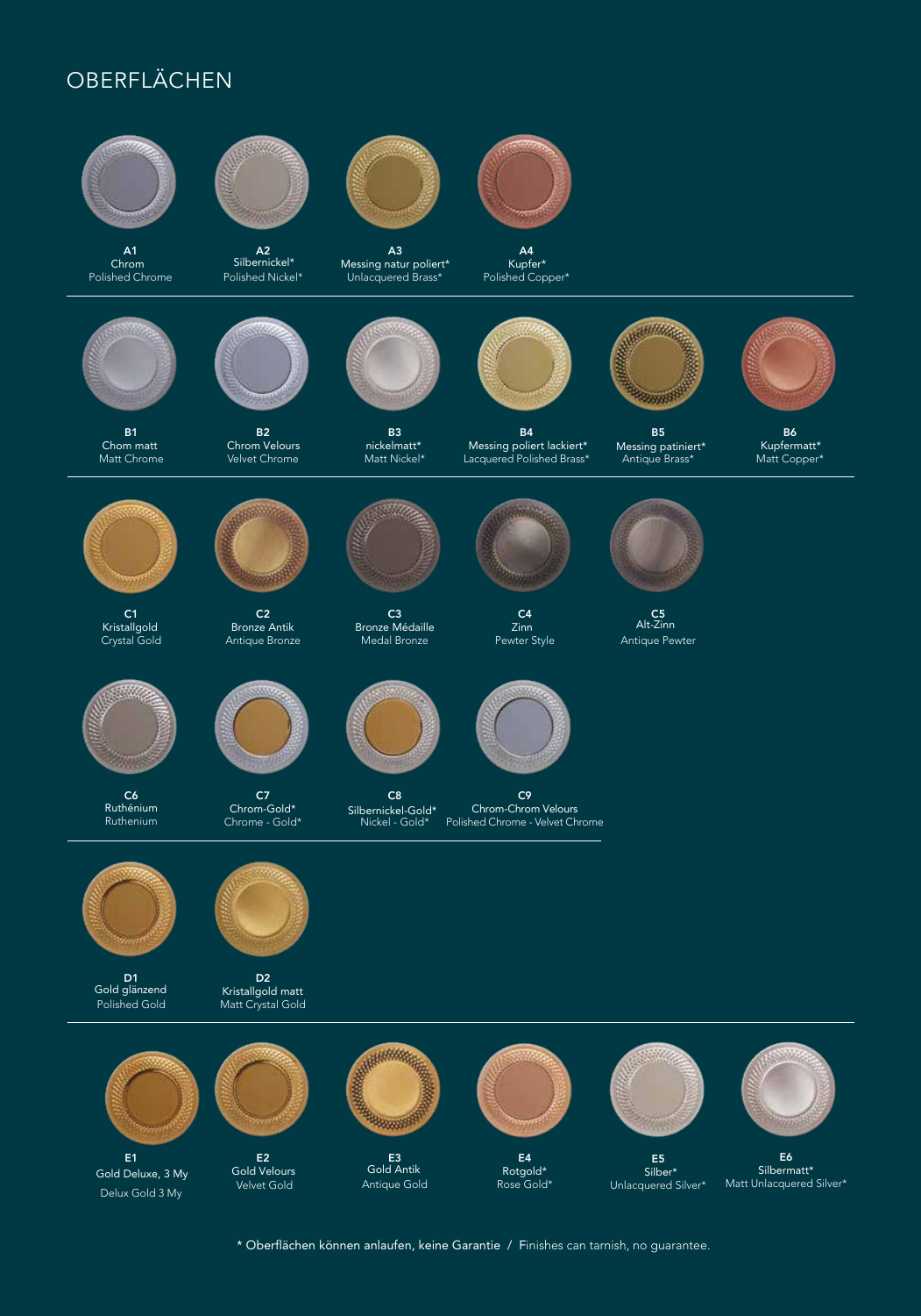# OBERFLÄCHEN

**A1**
Chrom
Polished Chrome

**A2**
Silbernickel*
Polished Nickel*

**A3**
Messing natur poliert*
Unlacquered Brass*

**A4**
Kupfer*
Polished Copper*

---

**B1**
Chom matt
Matt Chrome

**B2**
Chrom Velours
Velvet Chrome

**B3**
nickelmatt*
Matt Nickel*

**B4**
Messing poliert lackiert*
Lacquered Polished Brass*

**B5**
Messing patiniert*
Antique Brass*

**B6**
Kupfermatt*
Matt Copper*

---

**C1**
Kristallgold
Crystal Gold

**C2**
Bronze Antik
Antique Bronze

**C3**
Bronze Médaille
Medal Bronze

**C4**
Zinn
Pewter Style

**C5**
Alt-Zinn
Antique Pewter

**C6**
Ruthénium
Ruthenium

**C7**
Chrom-Gold*
Chrome - Gold*

**C8**
Silbernickel-Gold*
Nickel - Gold*

**C9**
Chrom-Chrom Velours
Polished Chrome - Velvet Chrome

---

**D1**
Gold glänzend
Polished Gold

**D2**
Kristallgold matt
Matt Crystal Gold

---

**E1**
Gold Deluxe, 3 My
Delux Gold 3 My

**E2**
Gold Velours
Velvet Gold

**E3**
Gold Antik
Antique Gold

**E4**
Rotgold*
Rose Gold*

**E5**
Silber*
Unlacquered Silver*

**E6**
Silbermatt*
Matt Unlacquered Silver*

\* Oberflächen können anlaufen, keine Garantie / Finishes can tarnish, no guarantee.